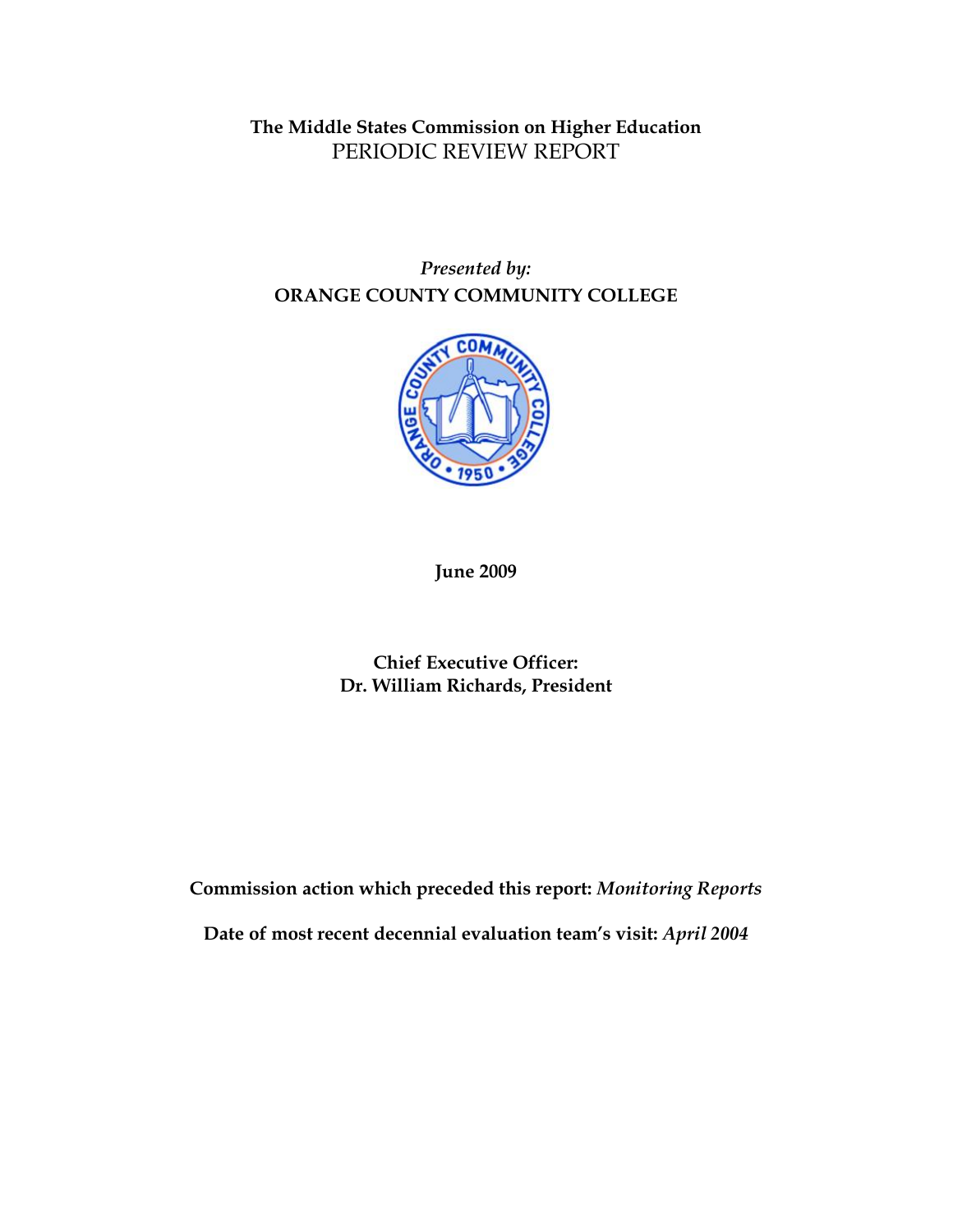**The Middle States Commission on Higher Education**
PERIODIC REVIEW REPORT

*Presented by:*
**ORANGE COUNTY COMMUNITY COLLEGE**

**June 2009**

**Chief Executive Officer:**
**Dr. William Richards, President**

**Commission action which preceded this report:** ***Monitoring Reports***

**Date of most recent decennial evaluation team's visit:** ***April 2004***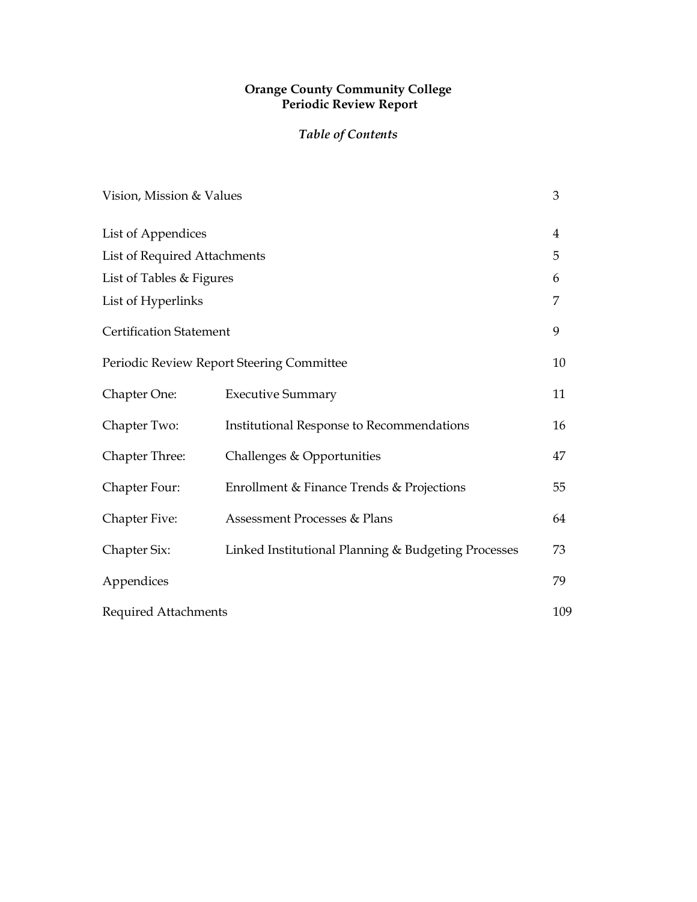# Orange County Community College
## Periodic Review Report

### *Table of Contents*

| | | |
|---|---|---|
| Vision, Mission & Values | | 3 |
| List of Appendices | | 4 |
| List of Required Attachments | | 5 |
| List of Tables & Figures | | 6 |
| List of Hyperlinks | | 7 |
| Certification Statement | | 9 |
| Periodic Review Report Steering Committee | | 10 |
| Chapter One: | Executive Summary | 11 |
| Chapter Two: | Institutional Response to Recommendations | 16 |
| Chapter Three: | Challenges & Opportunities | 47 |
| Chapter Four: | Enrollment & Finance Trends & Projections | 55 |
| Chapter Five: | Assessment Processes & Plans | 64 |
| Chapter Six: | Linked Institutional Planning & Budgeting Processes | 73 |
| Appendices | | 79 |
| Required Attachments | | 109 |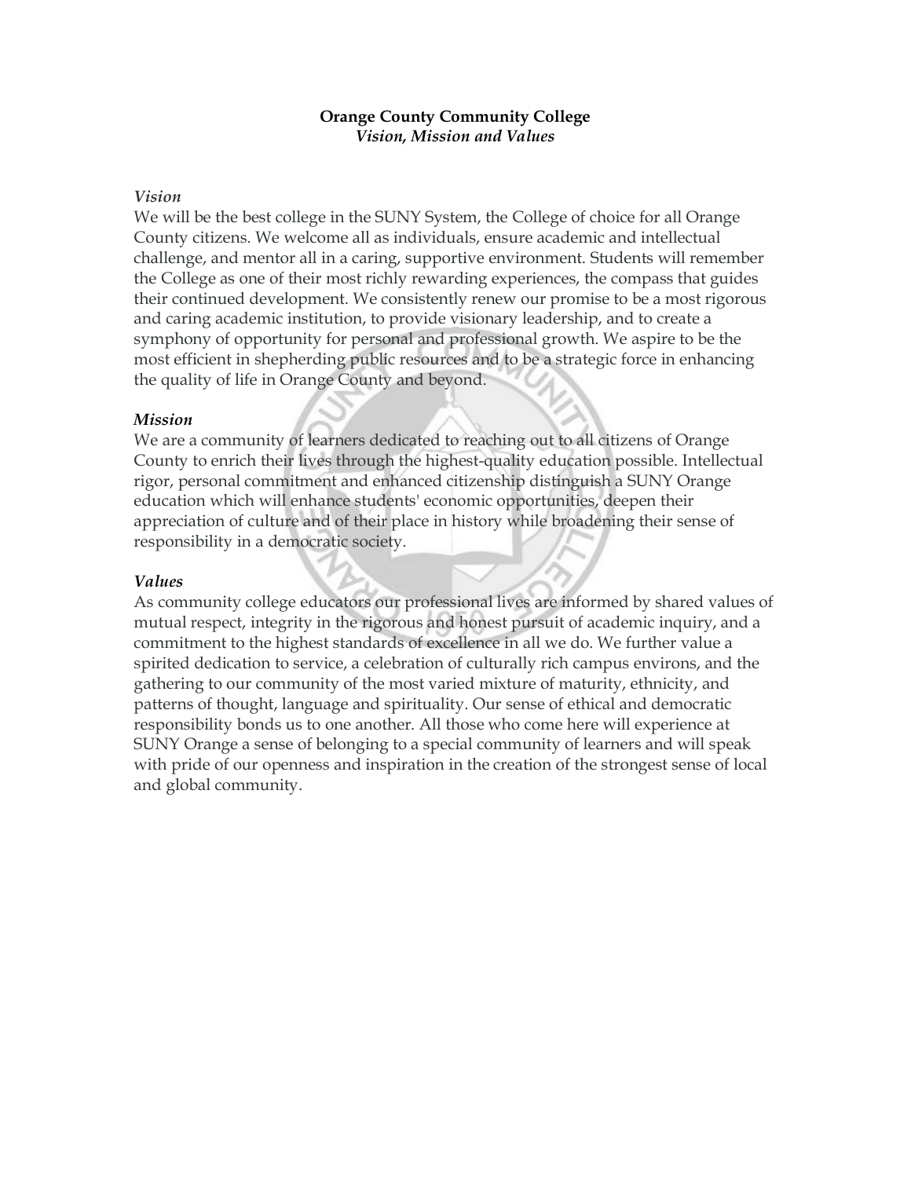**Orange County Community College**
*Vision, Mission and Values*

*Vision*

We will be the best college in the SUNY System, the College of choice for all Orange County citizens. We welcome all as individuals, ensure academic and intellectual challenge, and mentor all in a caring, supportive environment. Students will remember the College as one of their most richly rewarding experiences, the compass that guides their continued development. We consistently renew our promise to be a most rigorous and caring academic institution, to provide visionary leadership, and to create a symphony of opportunity for personal and professional growth. We aspire to be the most efficient in shepherding public resources and to be a strategic force in enhancing the quality of life in Orange County and beyond.

*Mission*

We are a community of learners dedicated to reaching out to all citizens of Orange County to enrich their lives through the highest-quality education possible. Intellectual rigor, personal commitment and enhanced citizenship distinguish a SUNY Orange education which will enhance students' economic opportunities, deepen their appreciation of culture and of their place in history while broadening their sense of responsibility in a democratic society.

*Values*

As community college educators our professional lives are informed by shared values of mutual respect, integrity in the rigorous and honest pursuit of academic inquiry, and a commitment to the highest standards of excellence in all we do. We further value a spirited dedication to service, a celebration of culturally rich campus environs, and the gathering to our community of the most varied mixture of maturity, ethnicity, and patterns of thought, language and spirituality. Our sense of ethical and democratic responsibility bonds us to one another. All those who come here will experience at SUNY Orange a sense of belonging to a special community of learners and will speak with pride of our openness and inspiration in the creation of the strongest sense of local and global community.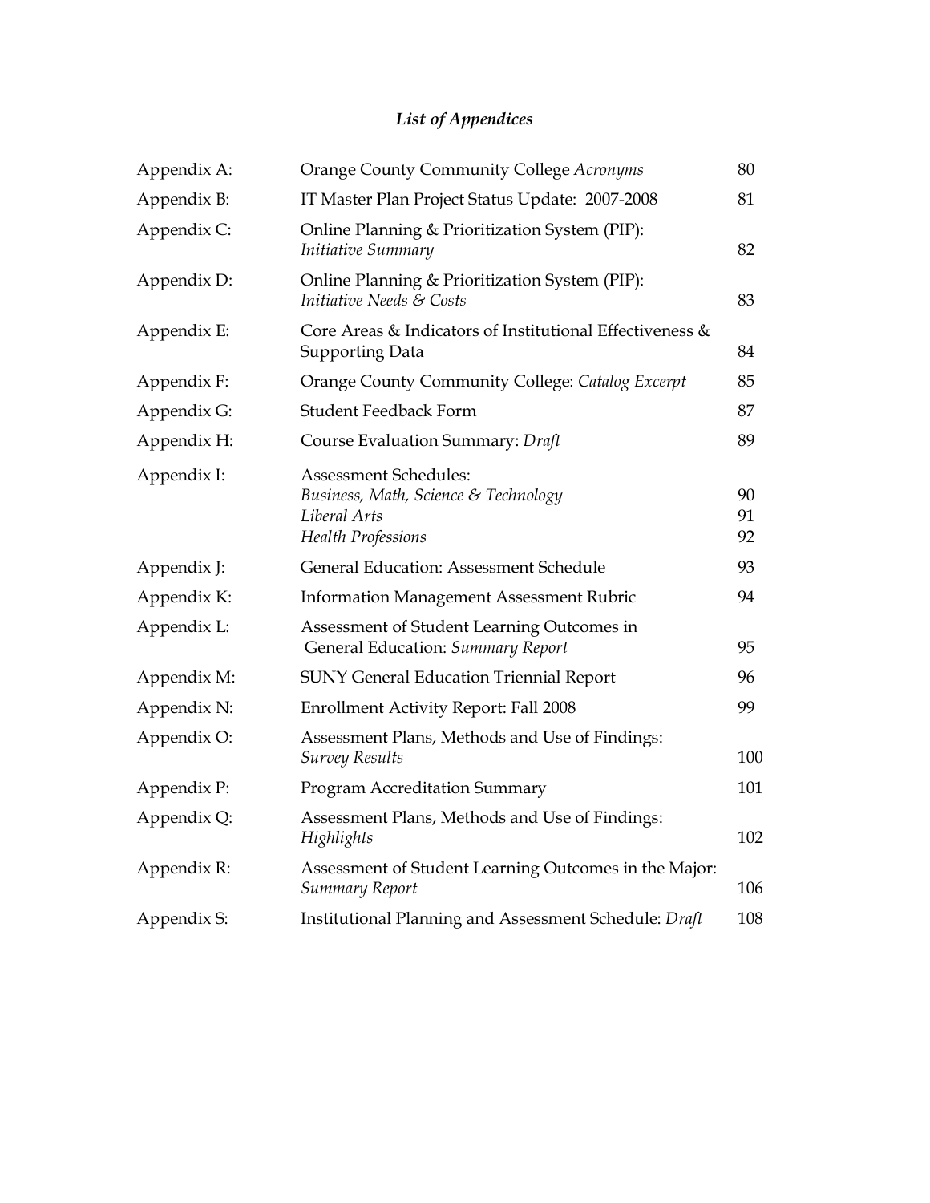### *List of Appendices*

| | | |
|---|---|---|
| Appendix A: | Orange County Community College *Acronyms* | 80 |
| Appendix B: | IT Master Plan Project Status Update: 2007-2008 | 81 |
| Appendix C: | Online Planning & Prioritization System (PIP): *Initiative Summary* | 82 |
| Appendix D: | Online Planning & Prioritization System (PIP): *Initiative Needs & Costs* | 83 |
| Appendix E: | Core Areas & Indicators of Institutional Effectiveness & Supporting Data | 84 |
| Appendix F: | Orange County Community College: *Catalog Excerpt* | 85 |
| Appendix G: | Student Feedback Form | 87 |
| Appendix H: | Course Evaluation Summary: *Draft* | 89 |
| Appendix I: | Assessment Schedules: | |
| | *Business, Math, Science & Technology* | 90 |
| | *Liberal Arts* | 91 |
| | *Health Professions* | 92 |
| Appendix J: | General Education: Assessment Schedule | 93 |
| Appendix K: | Information Management Assessment Rubric | 94 |
| Appendix L: | Assessment of Student Learning Outcomes in General Education: *Summary Report* | 95 |
| Appendix M: | SUNY General Education Triennial Report | 96 |
| Appendix N: | Enrollment Activity Report: Fall 2008 | 99 |
| Appendix O: | Assessment Plans, Methods and Use of Findings: *Survey Results* | 100 |
| Appendix P: | Program Accreditation Summary | 101 |
| Appendix Q: | Assessment Plans, Methods and Use of Findings: *Highlights* | 102 |
| Appendix R: | Assessment of Student Learning Outcomes in the Major: *Summary Report* | 106 |
| Appendix S: | Institutional Planning and Assessment Schedule: *Draft* | 108 |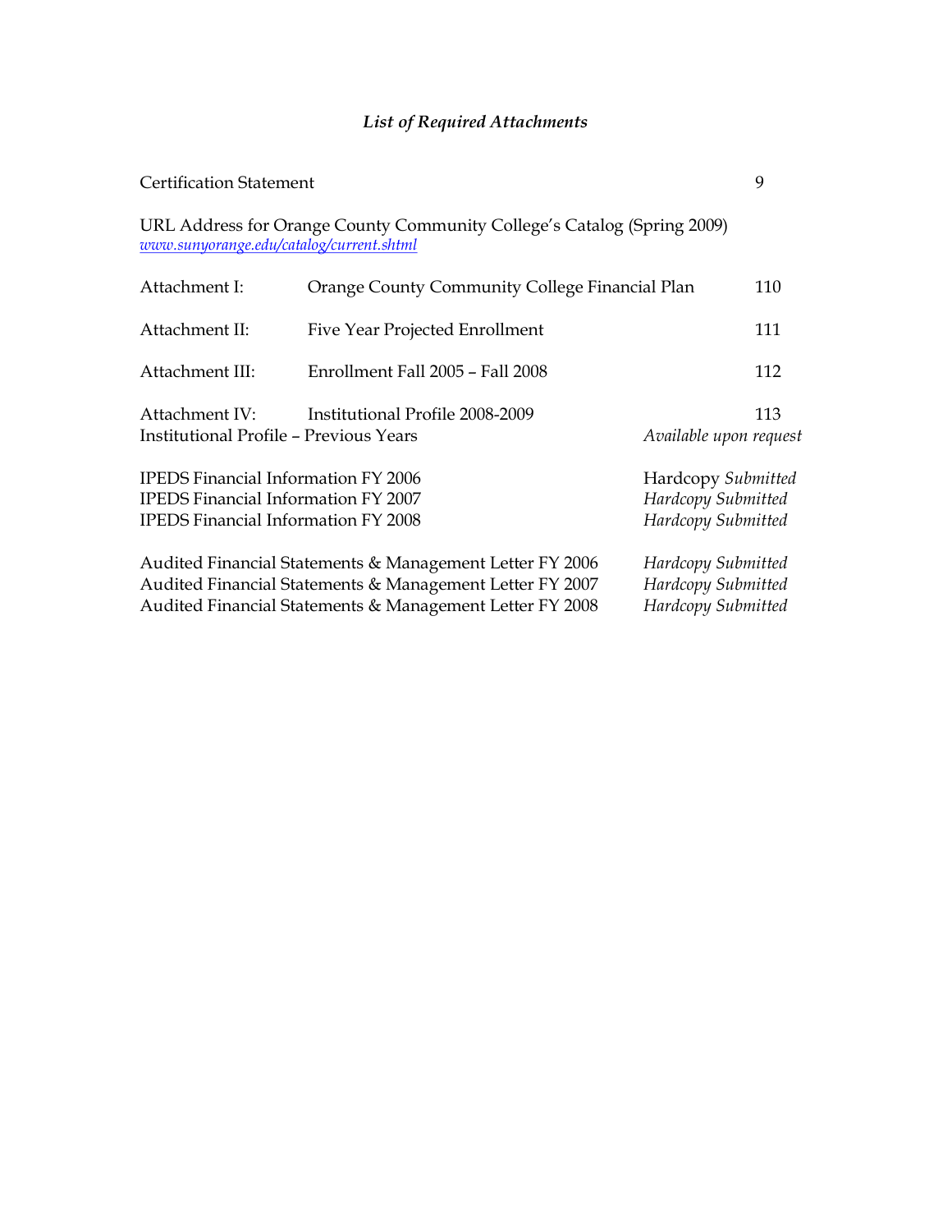## *List of Required Attachments*

| | | |
|---|---|---|
| Certification Statement | | 9 |
| URL Address for Orange County Community College's Catalog (Spring 2009) *www.sunyorange.edu/catalog/current.shtml* | | |
| Attachment I: | Orange County Community College Financial Plan | 110 |
| Attachment II: | Five Year Projected Enrollment | 111 |
| Attachment III: | Enrollment Fall 2005 – Fall 2008 | 112 |
| Attachment IV: | Institutional Profile 2008-2009 | 113 |
| Institutional Profile – Previous Years | | *Available upon request* |
| IPEDS Financial Information FY 2006 | | Hardcopy *Submitted* |
| IPEDS Financial Information FY 2007 | | *Hardcopy Submitted* |
| IPEDS Financial Information FY 2008 | | *Hardcopy Submitted* |
| Audited Financial Statements & Management Letter FY 2006 | | *Hardcopy Submitted* |
| Audited Financial Statements & Management Letter FY 2007 | | *Hardcopy Submitted* |
| Audited Financial Statements & Management Letter FY 2008 | | *Hardcopy Submitted* |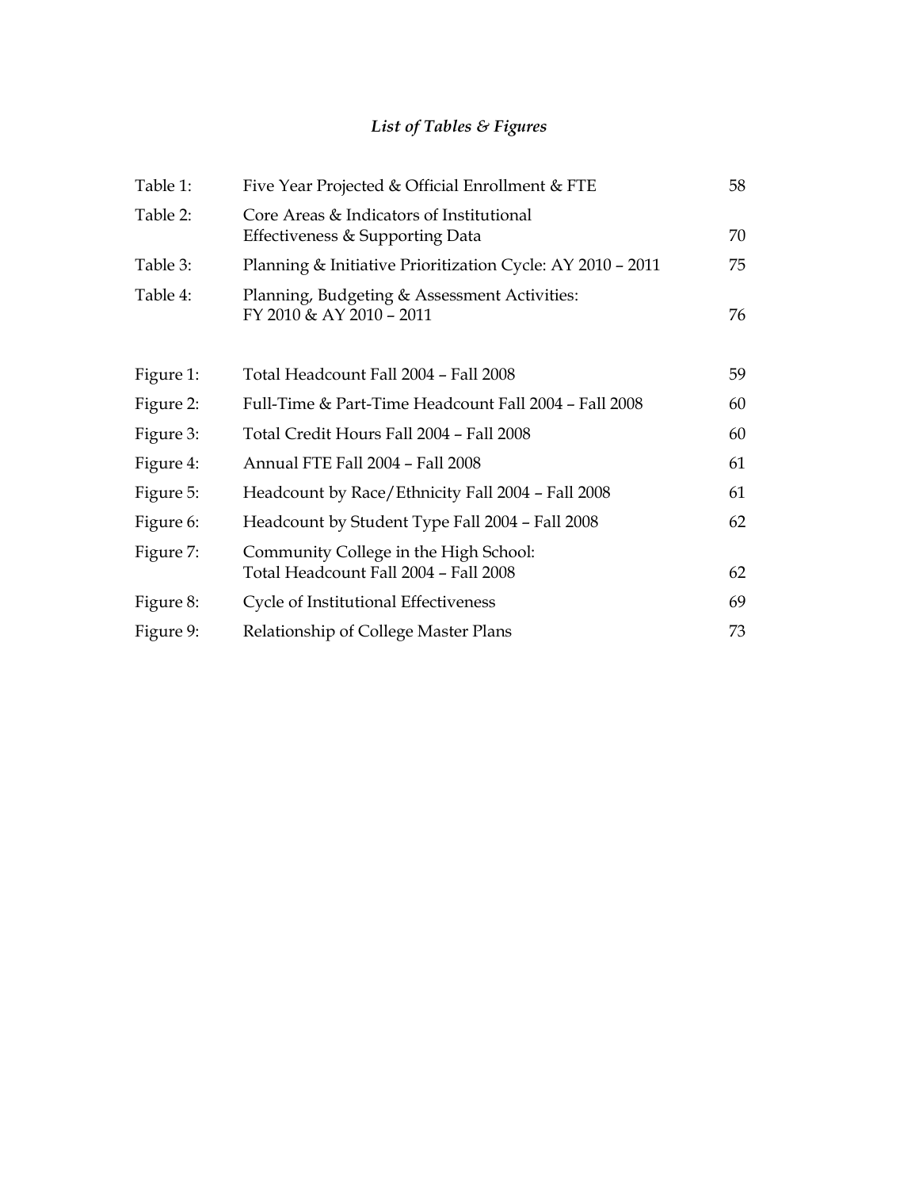## *List of Tables & Figures*

| | | |
|---|---|---|
| Table 1: | Five Year Projected & Official Enrollment & FTE | 58 |
| Table 2: | Core Areas & Indicators of Institutional Effectiveness & Supporting Data | 70 |
| Table 3: | Planning & Initiative Prioritization Cycle: AY 2010 – 2011 | 75 |
| Table 4: | Planning, Budgeting & Assessment Activities: FY 2010 & AY 2010 – 2011 | 76 |

| | | |
|---|---|---|
| Figure 1: | Total Headcount Fall 2004 – Fall 2008 | 59 |
| Figure 2: | Full-Time & Part-Time Headcount Fall 2004 – Fall 2008 | 60 |
| Figure 3: | Total Credit Hours Fall 2004 – Fall 2008 | 60 |
| Figure 4: | Annual FTE Fall 2004 – Fall 2008 | 61 |
| Figure 5: | Headcount by Race/Ethnicity Fall 2004 – Fall 2008 | 61 |
| Figure 6: | Headcount by Student Type Fall 2004 – Fall 2008 | 62 |
| Figure 7: | Community College in the High School: Total Headcount Fall 2004 – Fall 2008 | 62 |
| Figure 8: | Cycle of Institutional Effectiveness | 69 |
| Figure 9: | Relationship of College Master Plans | 73 |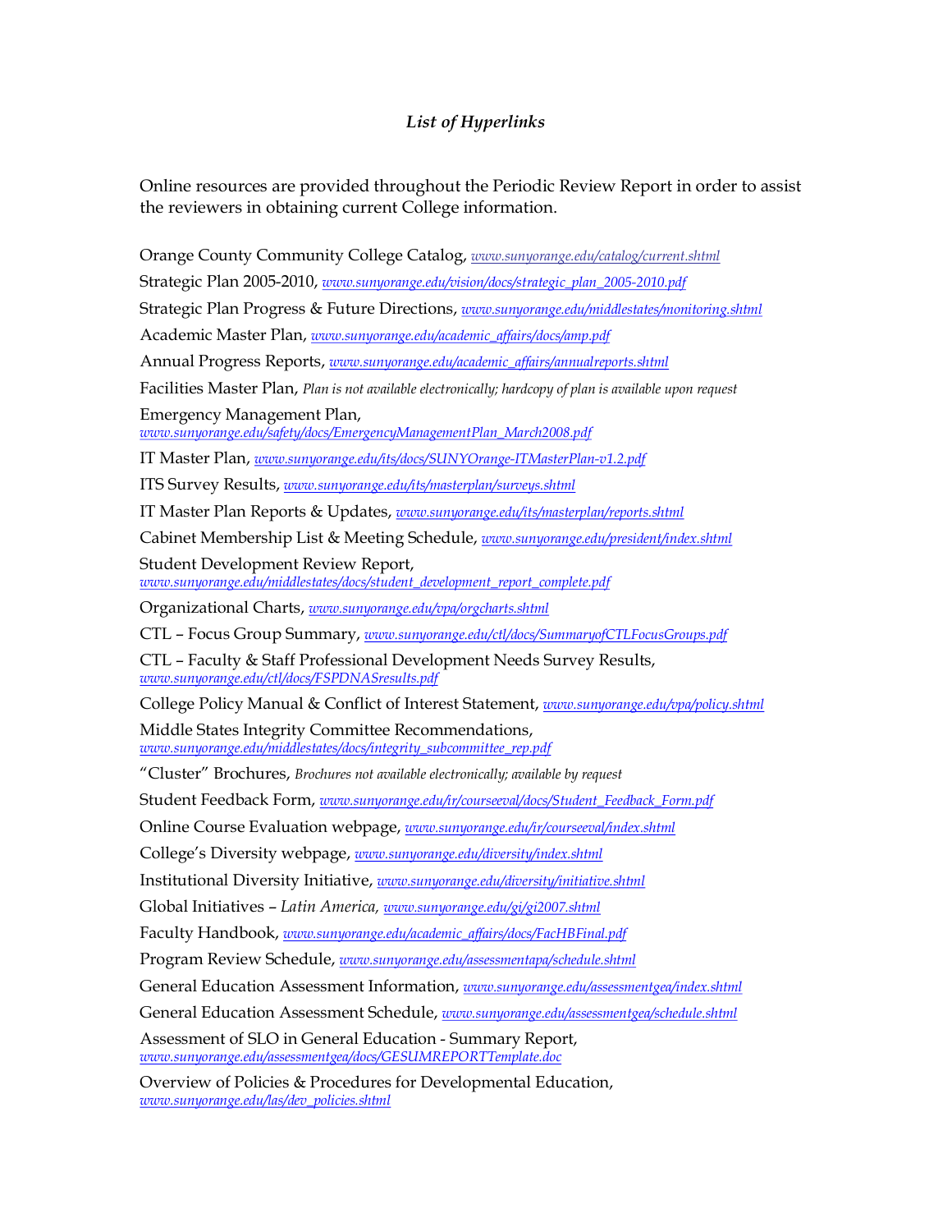### *List of Hyperlinks*

Online resources are provided throughout the Periodic Review Report in order to assist the reviewers in obtaining current College information.

Orange County Community College Catalog, *www.sunyorange.edu/catalog/current.shtml*

Strategic Plan 2005-2010, *www.sunyorange.edu/vision/docs/strategic_plan_2005-2010.pdf*

Strategic Plan Progress & Future Directions, *www.sunyorange.edu/middlestates/monitoring.shtml*

Academic Master Plan, *www.sunyorange.edu/academic_affairs/docs/amp.pdf*

Annual Progress Reports, *www.sunyorange.edu/academic_affairs/annualreports.shtml*

Facilities Master Plan, *Plan is not available electronically; hardcopy of plan is available upon request*

Emergency Management Plan, *www.sunyorange.edu/safety/docs/EmergencyManagementPlan_March2008.pdf*

IT Master Plan, *www.sunyorange.edu/its/docs/SUNYOrange-ITMasterPlan-v1.2.pdf*

ITS Survey Results, *www.sunyorange.edu/its/masterplan/surveys.shtml*

IT Master Plan Reports & Updates, *www.sunyorange.edu/its/masterplan/reports.shtml*

Cabinet Membership List & Meeting Schedule, *www.sunyorange.edu/president/index.shtml*

Student Development Review Report, *www.sunyorange.edu/middlestates/docs/student_development_report_complete.pdf*

Organizational Charts, *www.sunyorange.edu/vpa/orgcharts.shtml*

CTL – Focus Group Summary, *www.sunyorange.edu/ctl/docs/SummaryofCTLFocusGroups.pdf*

CTL – Faculty & Staff Professional Development Needs Survey Results, *www.sunyorange.edu/ctl/docs/FSPDNASresults.pdf*

College Policy Manual & Conflict of Interest Statement, *www.sunyorange.edu/vpa/policy.shtml*

Middle States Integrity Committee Recommendations, *www.sunyorange.edu/middlestates/docs/integrity_subcommittee_rep.pdf*

"Cluster" Brochures, *Brochures not available electronically; available by request*

Student Feedback Form, *www.sunyorange.edu/ir/courseeval/docs/Student_Feedback_Form.pdf*

Online Course Evaluation webpage, *www.sunyorange.edu/ir/courseeval/index.shtml*

College's Diversity webpage, *www.sunyorange.edu/diversity/index.shtml*

Institutional Diversity Initiative, *www.sunyorange.edu/diversity/initiative.shtml*

Global Initiatives – *Latin America*, *www.sunyorange.edu/gi/gi2007.shtml*

Faculty Handbook, *www.sunyorange.edu/academic_affairs/docs/FacHBFinal.pdf*

Program Review Schedule, *www.sunyorange.edu/assessmentapa/schedule.shtml*

General Education Assessment Information, *www.sunyorange.edu/assessmentgea/index.shtml*

General Education Assessment Schedule, *www.sunyorange.edu/assessmentgea/schedule.shtml*

Assessment of SLO in General Education - Summary Report, *www.sunyorange.edu/assessmentgea/docs/GESUMREPORTTemplate.doc*

Overview of Policies & Procedures for Developmental Education, *www.sunyorange.edu/las/dev_policies.shtml*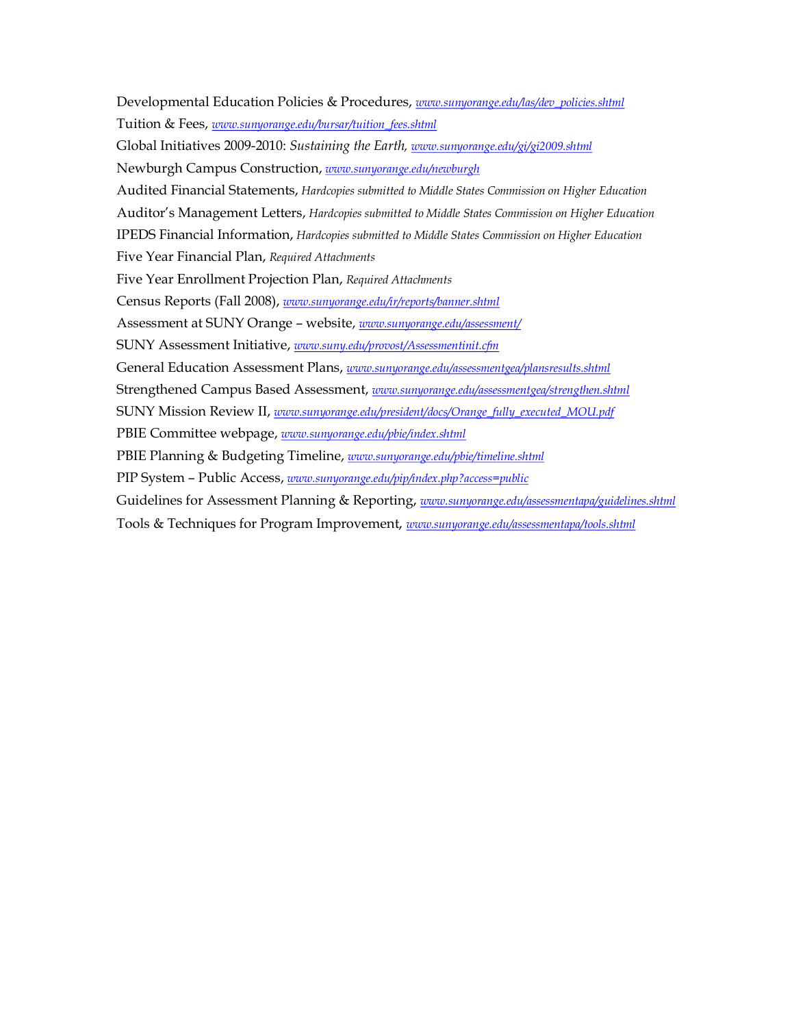Developmental Education Policies & Procedures, *www.sunyorange.edu/las/dev_policies.shtml*
Tuition & Fees, *www.sunyorange.edu/bursar/tuition_fees.shtml*
Global Initiatives 2009-2010: *Sustaining the Earth*, *www.sunyorange.edu/gi/gi2009.shtml*
Newburgh Campus Construction, *www.sunyorange.edu/newburgh*
Audited Financial Statements, *Hardcopies submitted to Middle States Commission on Higher Education*
Auditor's Management Letters, *Hardcopies submitted to Middle States Commission on Higher Education*
IPEDS Financial Information, *Hardcopies submitted to Middle States Commission on Higher Education*
Five Year Financial Plan, *Required Attachments*
Five Year Enrollment Projection Plan, *Required Attachments*
Census Reports (Fall 2008), *www.sunyorange.edu/ir/reports/banner.shtml*
Assessment at SUNY Orange – website, *www.sunyorange.edu/assessment/*
SUNY Assessment Initiative, *www.suny.edu/provost/Assessmentinit.cfm*
General Education Assessment Plans, *www.sunyorange.edu/assessmentgea/plansresults.shtml*
Strengthened Campus Based Assessment, *www.sunyorange.edu/assessmentgea/strengthen.shtml*
SUNY Mission Review II, *www.sunyorange.edu/president/docs/Orange_fully_executed_MOU.pdf*
PBIE Committee webpage, *www.sunyorange.edu/pbie/index.shtml*
PBIE Planning & Budgeting Timeline, *www.sunyorange.edu/pbie/timeline.shtml*
PIP System – Public Access, *www.sunyorange.edu/pip/index.php?access=public*
Guidelines for Assessment Planning & Reporting, *www.sunyorange.edu/assessmentapa/guidelines.shtml*
Tools & Techniques for Program Improvement, *www.sunyorange.edu/assessmentapa/tools.shtml*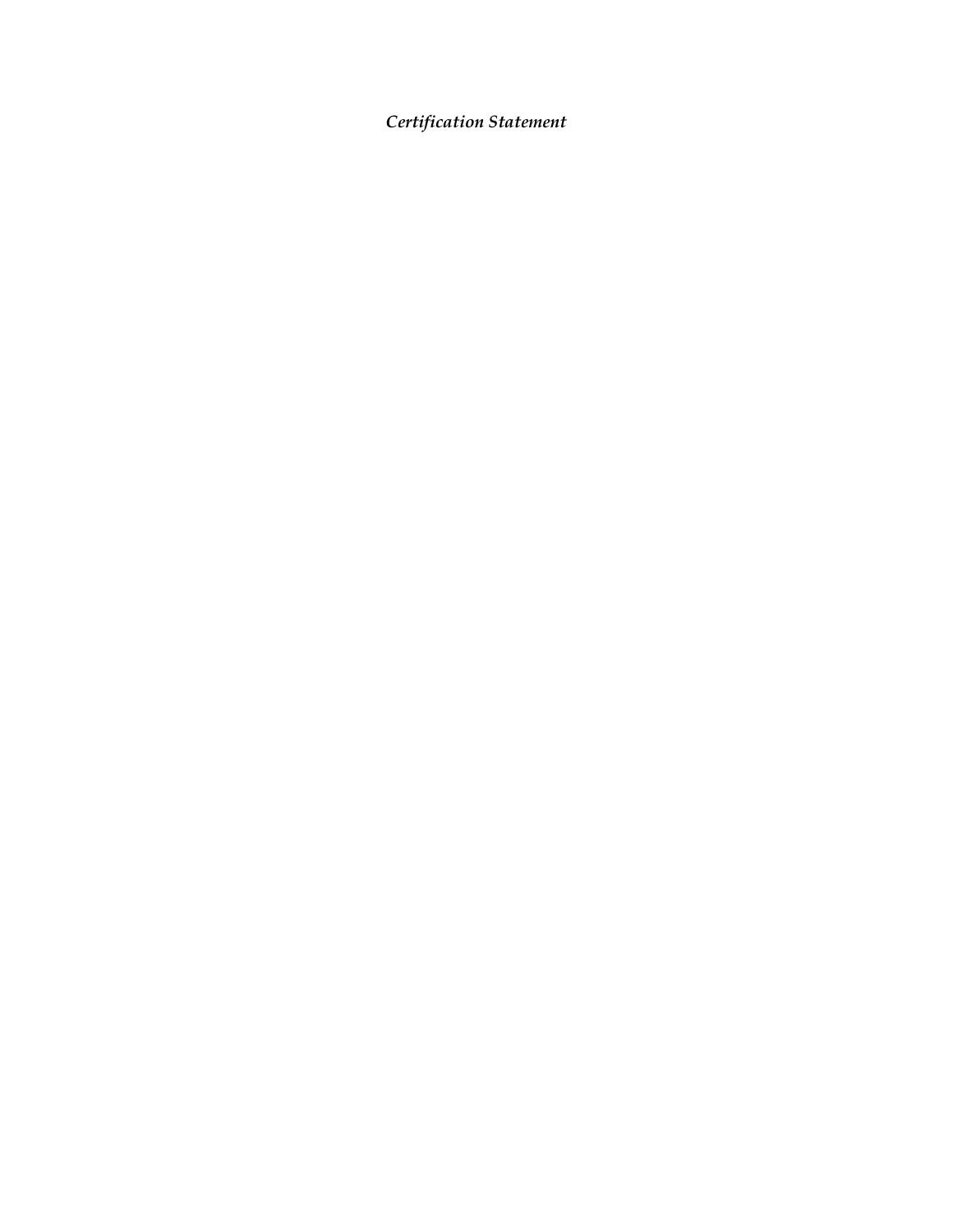*Certification Statement*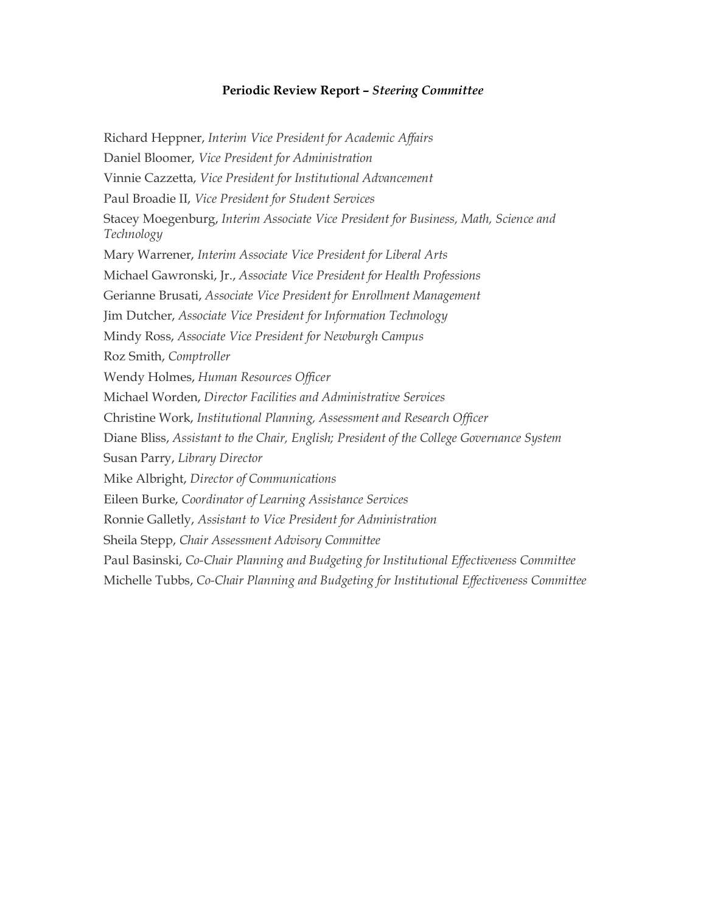**Periodic Review Report – *Steering Committee***

Richard Heppner, *Interim Vice President for Academic Affairs*
Daniel Bloomer, *Vice President for Administration*
Vinnie Cazzetta, *Vice President for Institutional Advancement*
Paul Broadie II, *Vice President for Student Services*
Stacey Moegenburg, *Interim Associate Vice President for Business, Math, Science and Technology*
Mary Warrener, *Interim Associate Vice President for Liberal Arts*
Michael Gawronski, Jr., *Associate Vice President for Health Professions*
Gerianne Brusati, *Associate Vice President for Enrollment Management*
Jim Dutcher, *Associate Vice President for Information Technology*
Mindy Ross, *Associate Vice President for Newburgh Campus*
Roz Smith, *Comptroller*
Wendy Holmes, *Human Resources Officer*
Michael Worden, *Director Facilities and Administrative Services*
Christine Work, *Institutional Planning, Assessment and Research Officer*
Diane Bliss, *Assistant to the Chair, English; President of the College Governance System*
Susan Parry, *Library Director*
Mike Albright, *Director of Communications*
Eileen Burke, *Coordinator of Learning Assistance Services*
Ronnie Galletly, *Assistant to Vice President for Administration*
Sheila Stepp, *Chair Assessment Advisory Committee*
Paul Basinski, *Co-Chair Planning and Budgeting for Institutional Effectiveness Committee*
Michelle Tubbs, *Co-Chair Planning and Budgeting for Institutional Effectiveness Committee*